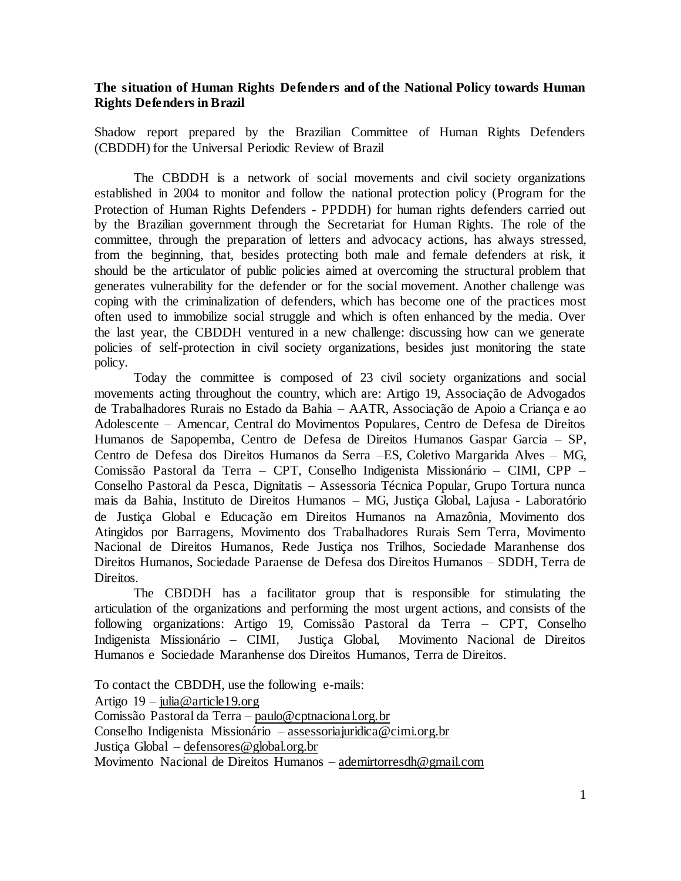**The situation of Human Rights Defenders and of the National Policy towards Human Rights Defenders in Brazil**

Shadow report prepared by the Brazilian Committee of Human Rights Defenders (CBDDH) for the Universal Periodic Review of Brazil

The CBDDH is a network of social movements and civil society organizations established in 2004 to monitor and follow the national protection policy (Program for the Protection of Human Rights Defenders - PPDDH) for human rights defenders carried out by the Brazilian government through the Secretariat for Human Rights. The role of the committee, through the preparation of letters and advocacy actions, has always stressed, from the beginning, that, besides protecting both male and female defenders at risk, it should be the articulator of public policies aimed at overcoming the structural problem that generates vulnerability for the defender or for the social movement. Another challenge was coping with the criminalization of defenders, which has become one of the practices most often used to immobilize social struggle and which is often enhanced by the media. Over the last year, the CBDDH ventured in a new challenge: discussing how can we generate policies of self-protection in civil society organizations, besides just monitoring the state policy.

Today the committee is composed of 23 civil society organizations and social movements acting throughout the country, which are: Artigo 19, Associação de Advogados de Trabalhadores Rurais no Estado da Bahia – AATR, Associação de Apoio a Criança e ao Adolescente – Amencar, Central do Movimentos Populares, Centro de Defesa de Direitos Humanos de Sapopemba, Centro de Defesa de Direitos Humanos Gaspar Garcia – SP, Centro de Defesa dos Direitos Humanos da Serra –ES, Coletivo Margarida Alves – MG, Comissão Pastoral da Terra – CPT, Conselho Indigenista Missionário – CIMI, CPP – Conselho Pastoral da Pesca, Dignitatis – Assessoria Técnica Popular, Grupo Tortura nunca mais da Bahia, Instituto de Direitos Humanos – MG, Justiça Global, Lajusa - Laboratório de Justiça Global e Educação em Direitos Humanos na Amazônia, Movimento dos Atingidos por Barragens, Movimento dos Trabalhadores Rurais Sem Terra, Movimento Nacional de Direitos Humanos, Rede Justiça nos Trilhos, Sociedade Maranhense dos Direitos Humanos, Sociedade Paraense de Defesa dos Direitos Humanos – SDDH, Terra de Direitos.

The CBDDH has a facilitator group that is responsible for stimulating the articulation of the organizations and performing the most urgent actions, and consists of the following organizations: Artigo 19, Comissão Pastoral da Terra – CPT, Conselho Indigenista Missionário – CIMI, Justiça Global, Movimento Nacional de Direitos Humanos e Sociedade Maranhense dos Direitos Humanos, Terra de Direitos.

To contact the CBDDH, use the following e-mails:
Artigo 19 – julia@article19.org
Comissão Pastoral da Terra – paulo@cptnacional.org.br
Conselho Indigenista Missionário – assessoriajuridica@cimi.org.br
Justiça Global – defensores@global.org.br
Movimento Nacional de Direitos Humanos – ademirtorresdh@gmail.com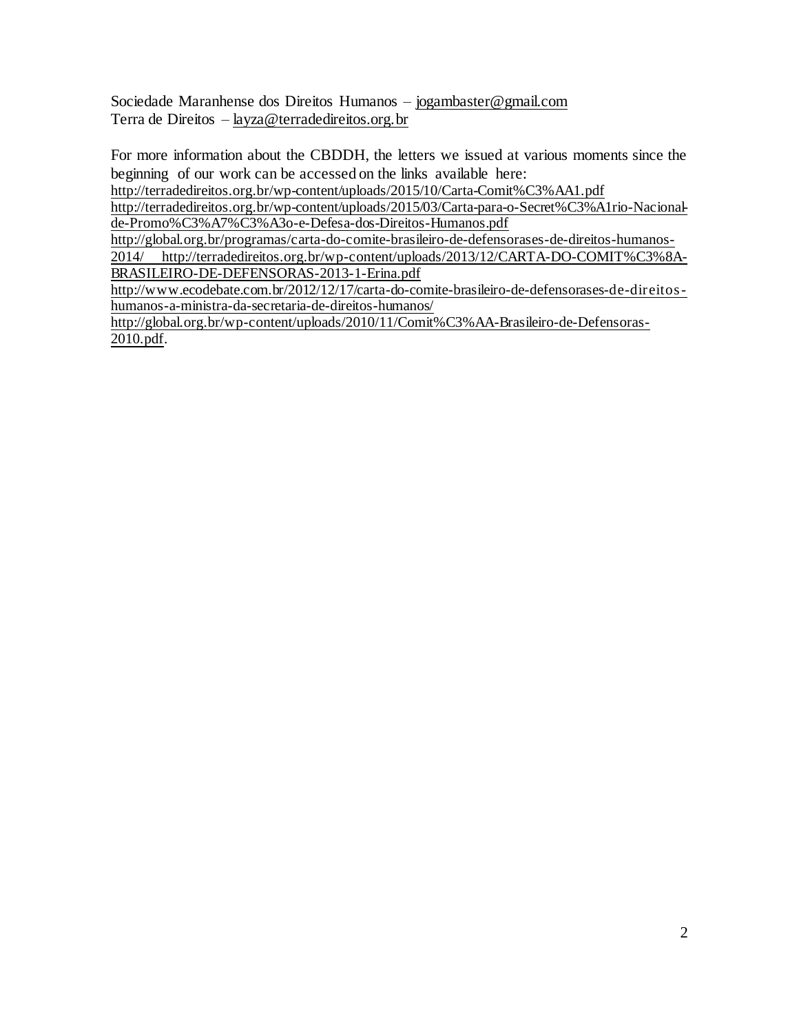Sociedade Maranhense dos Direitos Humanos – jogambaster@gmail.com
Terra de Direitos – layza@terradedireitos.org.br

For more information about the CBDDH, the letters we issued at various moments since the beginning of our work can be accessed on the links available here:
http://terradedireitos.org.br/wp-content/uploads/2015/10/Carta-Comit%C3%AA1.pdf
http://terradedireitos.org.br/wp-content/uploads/2015/03/Carta-para-o-Secret%C3%A1rio-Nacional-de-Promo%C3%A7%C3%A3o-e-Defesa-dos-Direitos-Humanos.pdf
http://global.org.br/programas/carta-do-comite-brasileiro-de-defensorases-de-direitos-humanos-2014/ http://terradedireitos.org.br/wp-content/uploads/2013/12/CARTA-DO-COMIT%C3%8A-BRASILEIRO-DE-DEFENSORAS-2013-1-Erina.pdf
http://www.ecodebate.com.br/2012/12/17/carta-do-comite-brasileiro-de-defensorases-de-direitos-humanos-a-ministra-da-secretaria-de-direitos-humanos/
http://global.org.br/wp-content/uploads/2010/11/Comit%C3%AA-Brasileiro-de-Defensoras-2010.pdf.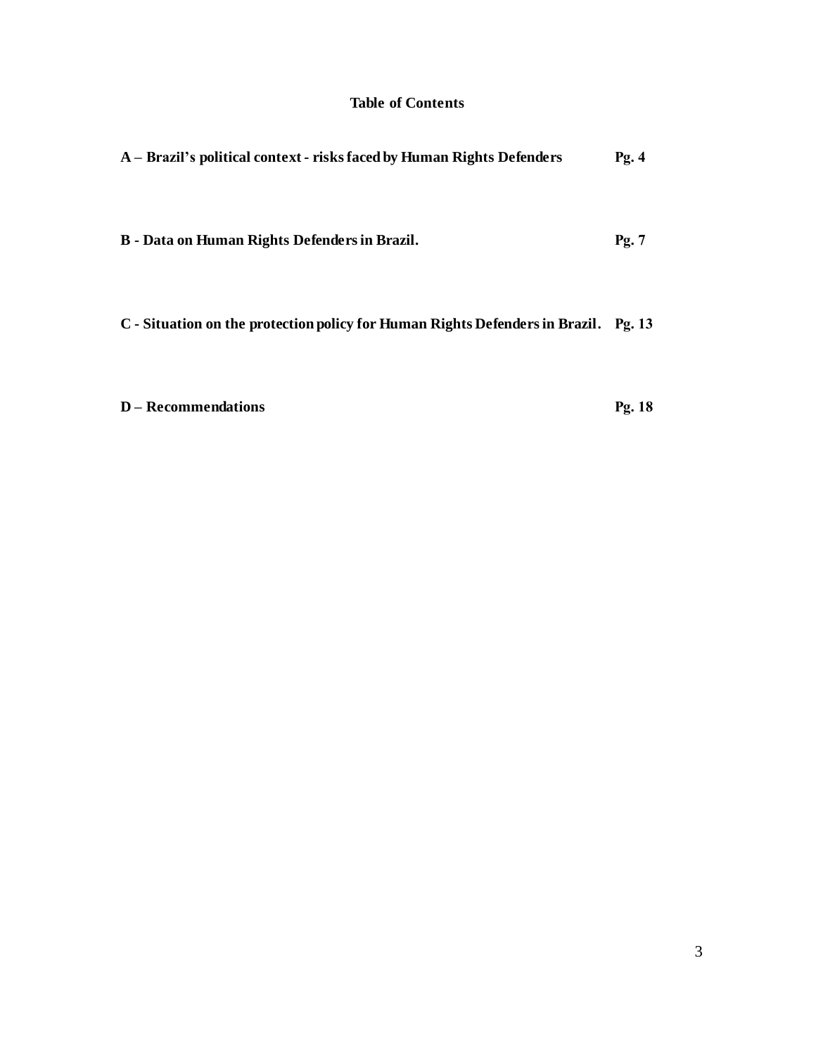## Table of Contents

**A – Brazil's political context - risks faced by Human Rights Defenders** **Pg. 4**

**B - Data on Human Rights Defenders in Brazil.** **Pg. 7**

**C - Situation on the protection policy for Human Rights Defenders in Brazil.** **Pg. 13**

**D – Recommendations** **Pg. 18**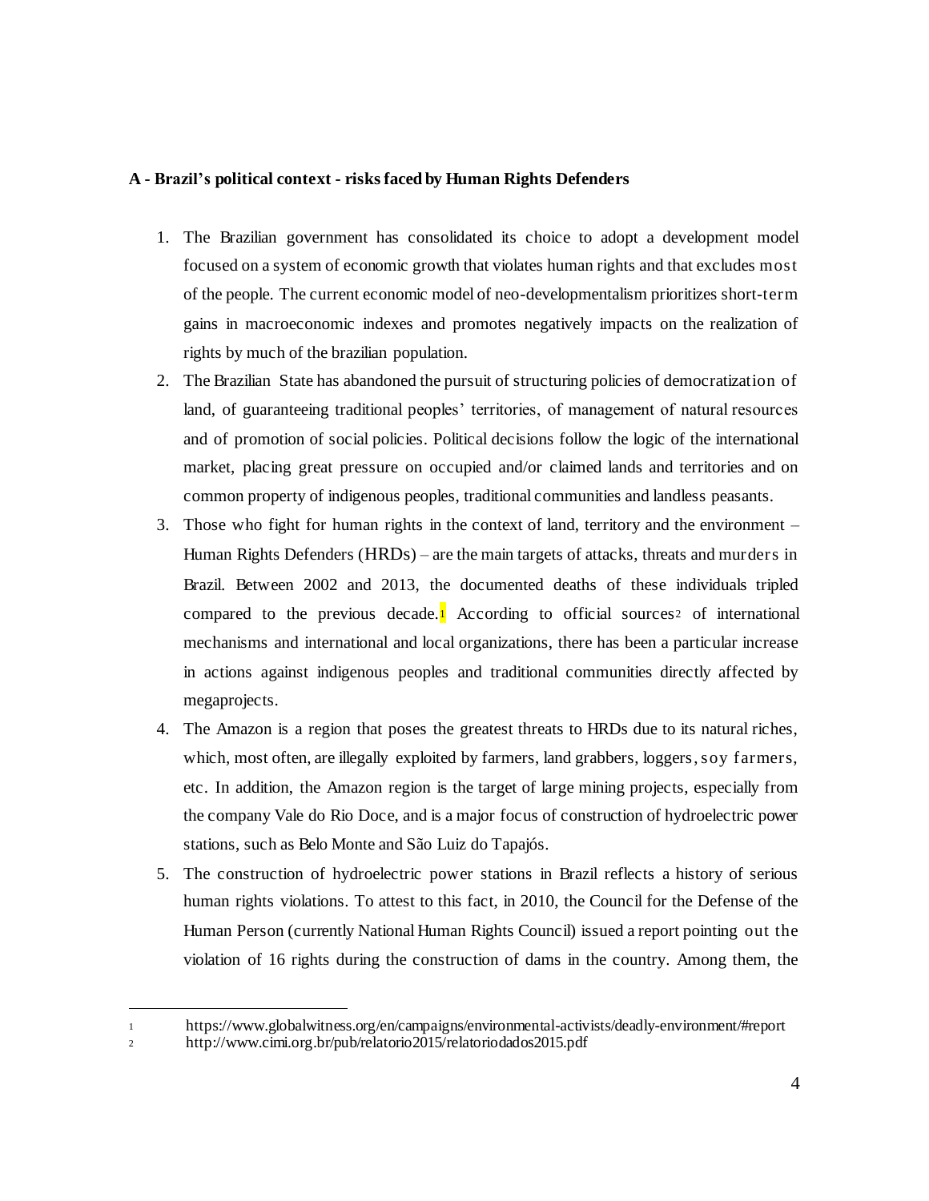**A - Brazil's political context - risks faced by Human Rights Defenders**

1. The Brazilian government has consolidated its choice to adopt a development model focused on a system of economic growth that violates human rights and that excludes most of the people. The current economic model of neo-developmentalism prioritizes short-term gains in macroeconomic indexes and promotes negatively impacts on the realization of rights by much of the brazilian population.
2. The Brazilian State has abandoned the pursuit of structuring policies of democratization of land, of guaranteeing traditional peoples' territories, of management of natural resources and of promotion of social policies. Political decisions follow the logic of the international market, placing great pressure on occupied and/or claimed lands and territories and on common property of indigenous peoples, traditional communities and landless peasants.
3. Those who fight for human rights in the context of land, territory and the environment – Human Rights Defenders (HRDs) – are the main targets of attacks, threats and murders in Brazil. Between 2002 and 2013, the documented deaths of these individuals tripled compared to the previous decade.[1] According to official sources[2] of international mechanisms and international and local organizations, there has been a particular increase in actions against indigenous peoples and traditional communities directly affected by megaprojects.
4. The Amazon is a region that poses the greatest threats to HRDs due to its natural riches, which, most often, are illegally exploited by farmers, land grabbers, loggers, soy farmers, etc. In addition, the Amazon region is the target of large mining projects, especially from the company Vale do Rio Doce, and is a major focus of construction of hydroelectric power stations, such as Belo Monte and São Luiz do Tapajós.
5. The construction of hydroelectric power stations in Brazil reflects a history of serious human rights violations. To attest to this fact, in 2010, the Council for the Defense of the Human Person (currently National Human Rights Council) issued a report pointing out the violation of 16 rights during the construction of dams in the country. Among them, the

---

1 https://www.globalwitness.org/en/campaigns/environmental-activists/deadly-environment/#report

2 http://www.cimi.org.br/pub/relatorio2015/relatoriodados2015.pdf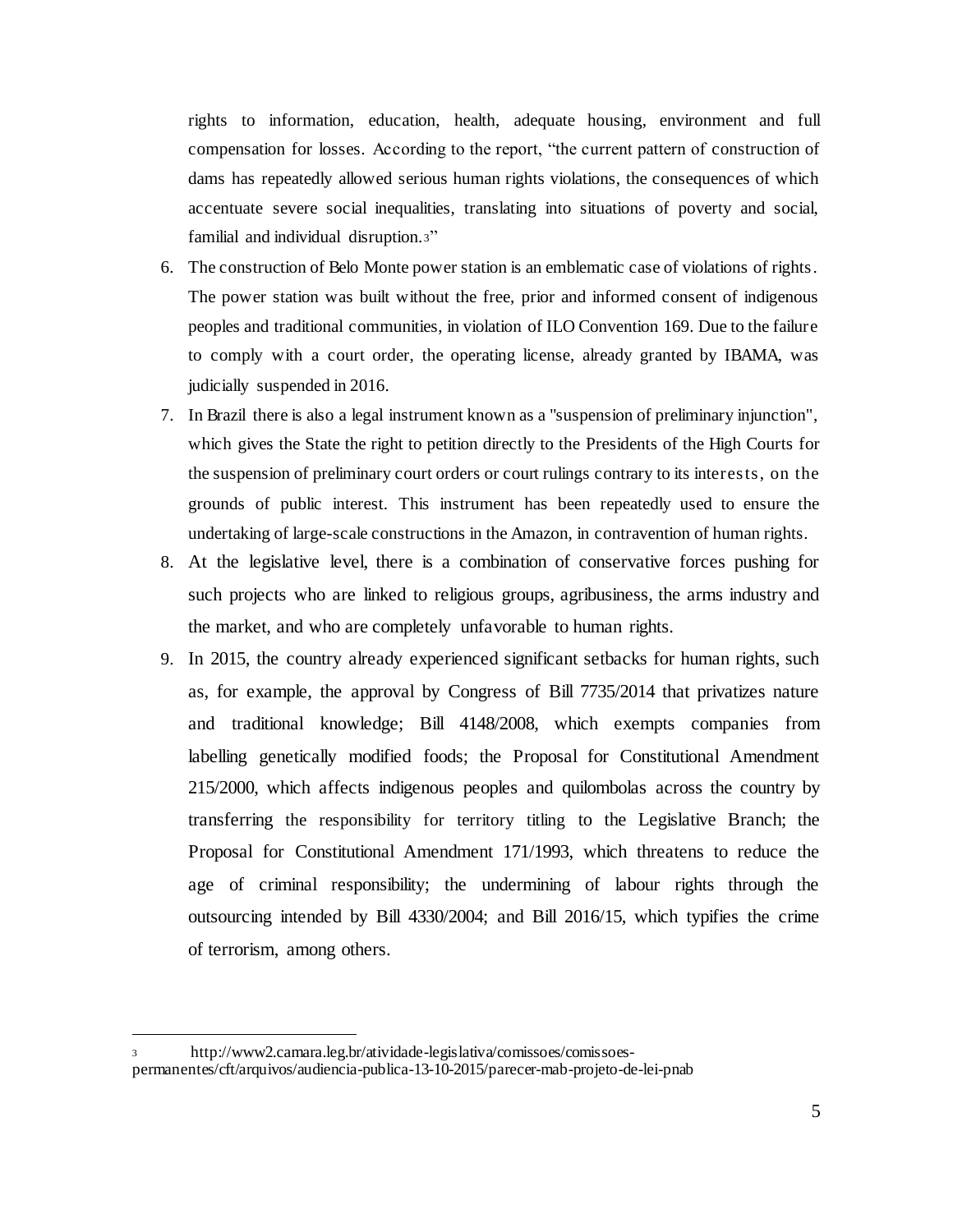rights to information, education, health, adequate housing, environment and full compensation for losses. According to the report, "the current pattern of construction of dams has repeatedly allowed serious human rights violations, the consequences of which accentuate severe social inequalities, translating into situations of poverty and social, familial and individual disruption.[3]"

6. The construction of Belo Monte power station is an emblematic case of violations of rights. The power station was built without the free, prior and informed consent of indigenous peoples and traditional communities, in violation of ILO Convention 169. Due to the failure to comply with a court order, the operating license, already granted by IBAMA, was judicially suspended in 2016.
7. In Brazil there is also a legal instrument known as a "suspension of preliminary injunction", which gives the State the right to petition directly to the Presidents of the High Courts for the suspension of preliminary court orders or court rulings contrary to its interests, on the grounds of public interest. This instrument has been repeatedly used to ensure the undertaking of large-scale constructions in the Amazon, in contravention of human rights.
8. At the legislative level, there is a combination of conservative forces pushing for such projects who are linked to religious groups, agribusiness, the arms industry and the market, and who are completely unfavorable to human rights.
9. In 2015, the country already experienced significant setbacks for human rights, such as, for example, the approval by Congress of Bill 7735/2014 that privatizes nature and traditional knowledge; Bill 4148/2008, which exempts companies from labelling genetically modified foods; the Proposal for Constitutional Amendment 215/2000, which affects indigenous peoples and quilombolas across the country by transferring the responsibility for territory titling to the Legislative Branch; the Proposal for Constitutional Amendment 171/1993, which threatens to reduce the age of criminal responsibility; the undermining of labour rights through the outsourcing intended by Bill 4330/2004; and Bill 2016/15, which typifies the crime of terrorism, among others.

[3] http://www2.camara.leg.br/atividade-legislativa/comissoes/comissoes-permanentes/cft/arquivos/audiencia-publica-13-10-2015/parecer-mab-projeto-de-lei-pnab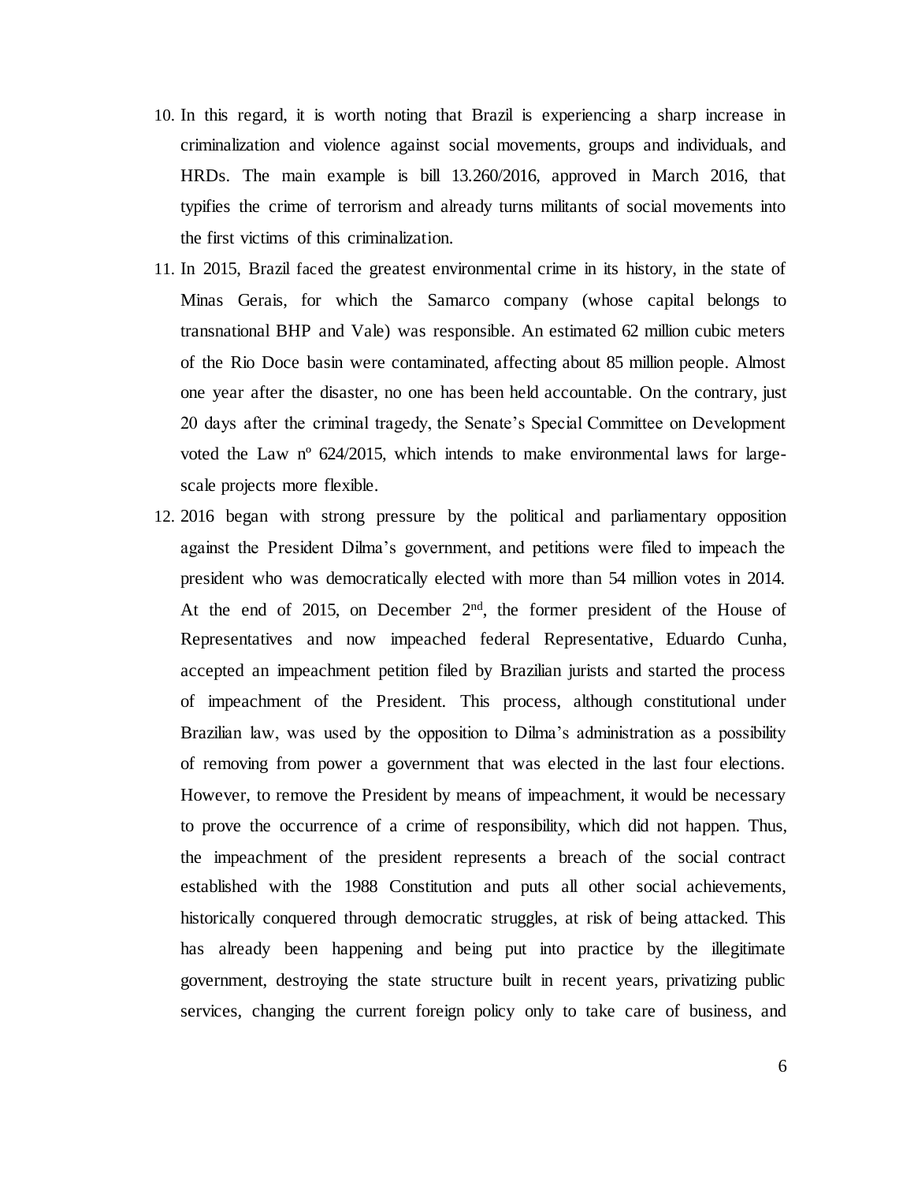10. In this regard, it is worth noting that Brazil is experiencing a sharp increase in criminalization and violence against social movements, groups and individuals, and HRDs. The main example is bill 13.260/2016, approved in March 2016, that typifies the crime of terrorism and already turns militants of social movements into the first victims of this criminalization.
11. In 2015, Brazil faced the greatest environmental crime in its history, in the state of Minas Gerais, for which the Samarco company (whose capital belongs to transnational BHP and Vale) was responsible. An estimated 62 million cubic meters of the Rio Doce basin were contaminated, affecting about 85 million people. Almost one year after the disaster, no one has been held accountable. On the contrary, just 20 days after the criminal tragedy, the Senate's Special Committee on Development voted the Law nº 624/2015, which intends to make environmental laws for large-scale projects more flexible.
12. 2016 began with strong pressure by the political and parliamentary opposition against the President Dilma's government, and petitions were filed to impeach the president who was democratically elected with more than 54 million votes in 2014. At the end of 2015, on December 2nd, the former president of the House of Representatives and now impeached federal Representative, Eduardo Cunha, accepted an impeachment petition filed by Brazilian jurists and started the process of impeachment of the President. This process, although constitutional under Brazilian law, was used by the opposition to Dilma's administration as a possibility of removing from power a government that was elected in the last four elections. However, to remove the President by means of impeachment, it would be necessary to prove the occurrence of a crime of responsibility, which did not happen. Thus, the impeachment of the president represents a breach of the social contract established with the 1988 Constitution and puts all other social achievements, historically conquered through democratic struggles, at risk of being attacked. This has already been happening and being put into practice by the illegitimate government, destroying the state structure built in recent years, privatizing public services, changing the current foreign policy only to take care of business, and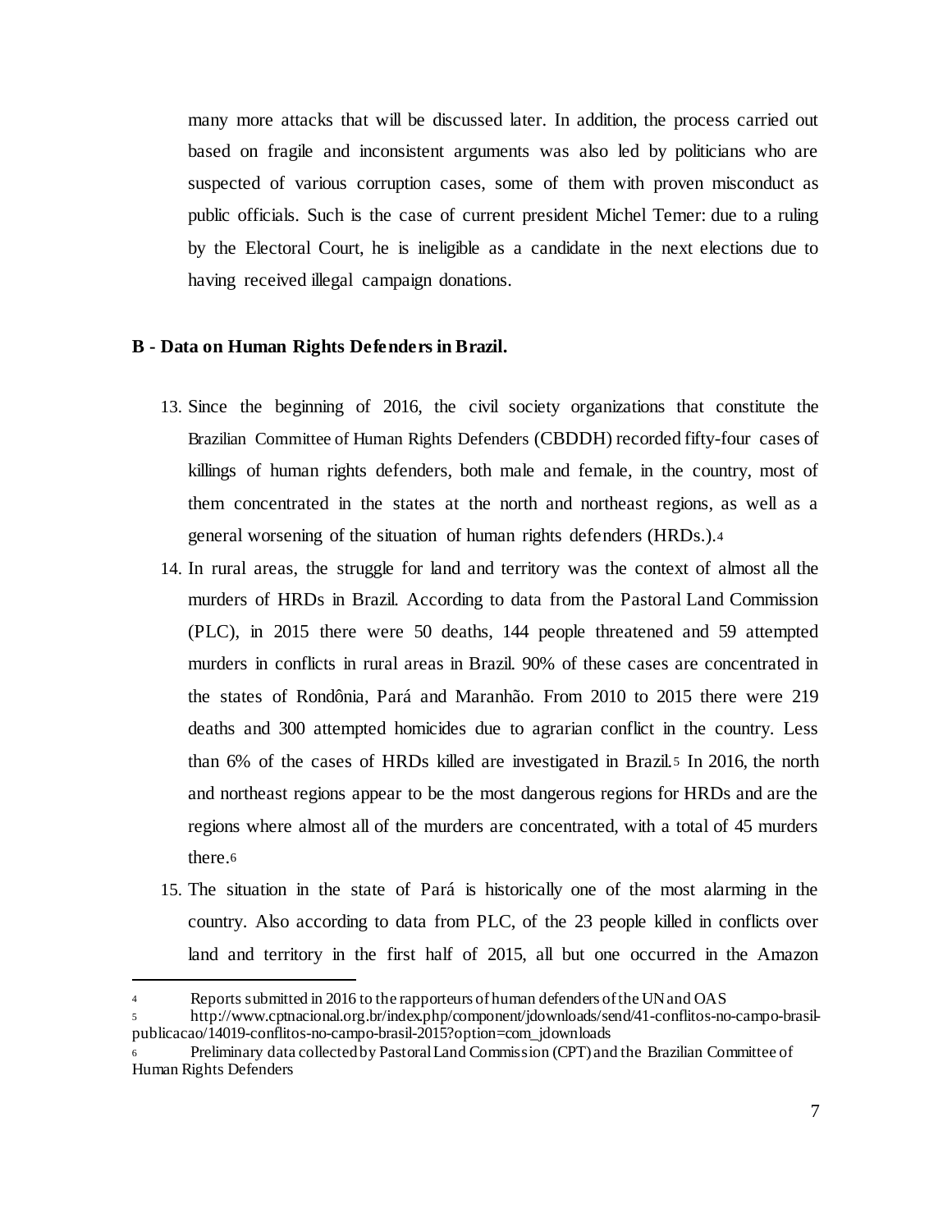many more attacks that will be discussed later. In addition, the process carried out based on fragile and inconsistent arguments was also led by politicians who are suspected of various corruption cases, some of them with proven misconduct as public officials. Such is the case of current president Michel Temer: due to a ruling by the Electoral Court, he is ineligible as a candidate in the next elections due to having received illegal campaign donations.

**B - Data on Human Rights Defenders in Brazil.**

13. Since the beginning of 2016, the civil society organizations that constitute the Brazilian Committee of Human Rights Defenders (CBDDH) recorded fifty-four cases of killings of human rights defenders, both male and female, in the country, most of them concentrated in the states at the north and northeast regions, as well as a general worsening of the situation of human rights defenders (HRDs.).[4]
14. In rural areas, the struggle for land and territory was the context of almost all the murders of HRDs in Brazil. According to data from the Pastoral Land Commission (PLC), in 2015 there were 50 deaths, 144 people threatened and 59 attempted murders in conflicts in rural areas in Brazil. 90% of these cases are concentrated in the states of Rondônia, Pará and Maranhão. From 2010 to 2015 there were 219 deaths and 300 attempted homicides due to agrarian conflict in the country. Less than 6% of the cases of HRDs killed are investigated in Brazil.[5] In 2016, the north and northeast regions appear to be the most dangerous regions for HRDs and are the regions where almost all of the murders are concentrated, with a total of 45 murders there.[6]
15. The situation in the state of Pará is historically one of the most alarming in the country. Also according to data from PLC, of the 23 people killed in conflicts over land and territory in the first half of 2015, all but one occurred in the Amazon

---

[4] Reports submitted in 2016 to the rapporteurs of human defenders of the UN and OAS

[5] http://www.cptnacional.org.br/index.php/component/jdownloads/send/41-conflitos-no-campo-brasil-publicacao/14019-conflitos-no-campo-brasil-2015?option=com_jdownloads

[6] Preliminary data collected by Pastoral Land Commission (CPT) and the Brazilian Committee of Human Rights Defenders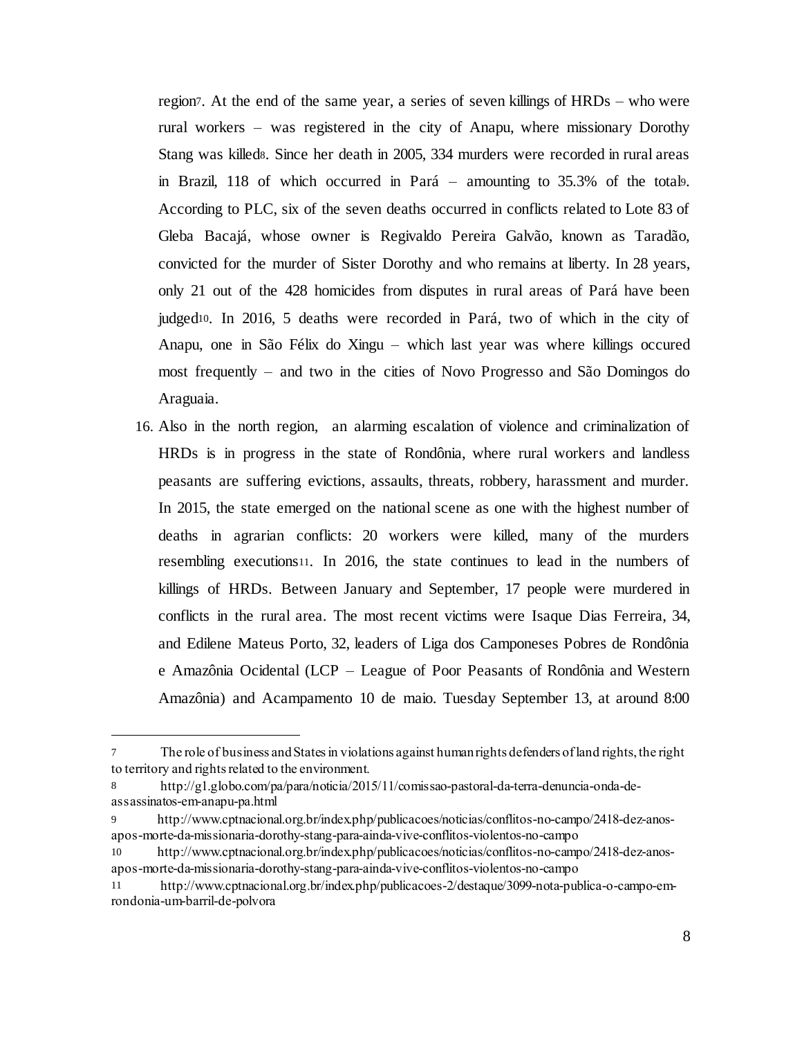region[7]. At the end of the same year, a series of seven killings of HRDs – who were rural workers – was registered in the city of Anapu, where missionary Dorothy Stang was killed[8]. Since her death in 2005, 334 murders were recorded in rural areas in Brazil, 118 of which occurred in Pará – amounting to 35.3% of the total[9]. According to PLC, six of the seven deaths occurred in conflicts related to Lote 83 of Gleba Bacajá, whose owner is Regivaldo Pereira Galvão, known as Taradão, convicted for the murder of Sister Dorothy and who remains at liberty. In 28 years, only 21 out of the 428 homicides from disputes in rural areas of Pará have been judged[10]. In 2016, 5 deaths were recorded in Pará, two of which in the city of Anapu, one in São Félix do Xingu – which last year was where killings occured most frequently – and two in the cities of Novo Progresso and São Domingos do Araguaia.

16. Also in the north region, an alarming escalation of violence and criminalization of HRDs is in progress in the state of Rondônia, where rural workers and landless peasants are suffering evictions, assaults, threats, robbery, harassment and murder. In 2015, the state emerged on the national scene as one with the highest number of deaths in agrarian conflicts: 20 workers were killed, many of the murders resembling executions[11]. In 2016, the state continues to lead in the numbers of killings of HRDs. Between January and September, 17 people were murdered in conflicts in the rural area. The most recent victims were Isaque Dias Ferreira, 34, and Edilene Mateus Porto, 32, leaders of Liga dos Camponeses Pobres de Rondônia e Amazônia Ocidental (LCP – League of Poor Peasants of Rondônia and Western Amazônia) and Acampamento 10 de maio. Tuesday September 13, at around 8:00

---

[7] The role of business and States in violations against human rights defenders of land rights, the right to territory and rights related to the environment.

[8] http://g1.globo.com/pa/para/noticia/2015/11/comissao-pastoral-da-terra-denuncia-onda-de-assassinatos-em-anapu-pa.html

[9] http://www.cptnacional.org.br/index.php/publicacoes/noticias/conflitos-no-campo/2418-dez-anos-apos-morte-da-missionaria-dorothy-stang-para-ainda-vive-conflitos-violentos-no-campo

[10] http://www.cptnacional.org.br/index.php/publicacoes/noticias/conflitos-no-campo/2418-dez-anos-apos-morte-da-missionaria-dorothy-stang-para-ainda-vive-conflitos-violentos-no-campo

[11] http://www.cptnacional.org.br/index.php/publicacoes-2/destaque/3099-nota-publica-o-campo-em-rondonia-um-barril-de-polvora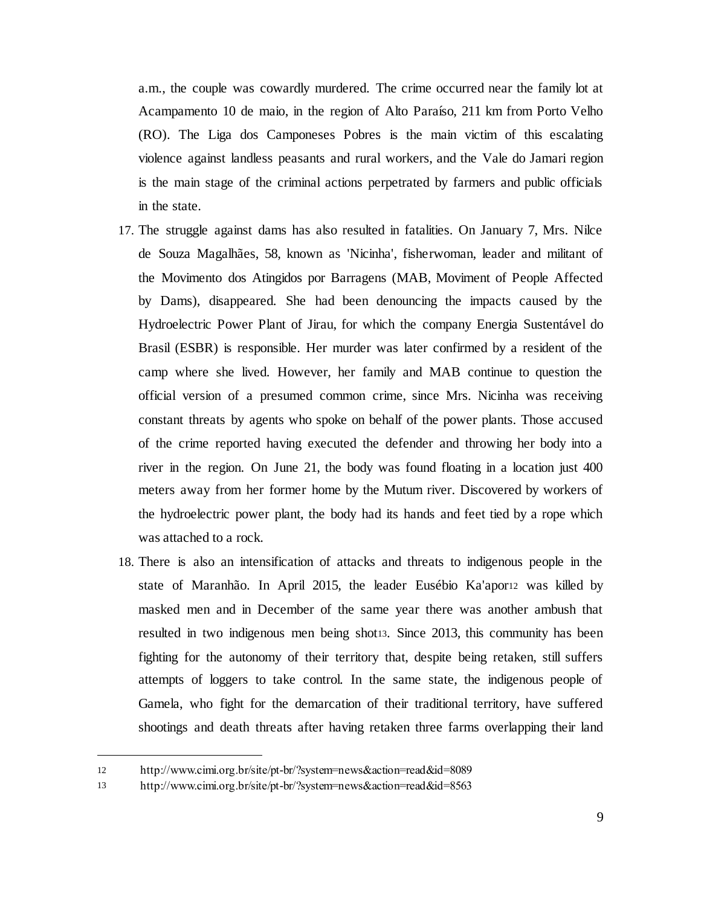a.m., the couple was cowardly murdered. The crime occurred near the family lot at Acampamento 10 de maio, in the region of Alto Paraíso, 211 km from Porto Velho (RO). The Liga dos Camponeses Pobres is the main victim of this escalating violence against landless peasants and rural workers, and the Vale do Jamari region is the main stage of the criminal actions perpetrated by farmers and public officials in the state.

17. The struggle against dams has also resulted in fatalities. On January 7, Mrs. Nilce de Souza Magalhães, 58, known as 'Nicinha', fisherwoman, leader and militant of the Movimento dos Atingidos por Barragens (MAB, Moviment of People Affected by Dams), disappeared. She had been denouncing the impacts caused by the Hydroelectric Power Plant of Jirau, for which the company Energia Sustentável do Brasil (ESBR) is responsible. Her murder was later confirmed by a resident of the camp where she lived. However, her family and MAB continue to question the official version of a presumed common crime, since Mrs. Nicinha was receiving constant threats by agents who spoke on behalf of the power plants. Those accused of the crime reported having executed the defender and throwing her body into a river in the region. On June 21, the body was found floating in a location just 400 meters away from her former home by the Mutum river. Discovered by workers of the hydroelectric power plant, the body had its hands and feet tied by a rope which was attached to a rock.
18. There is also an intensification of attacks and threats to indigenous people in the state of Maranhão. In April 2015, the leader Eusébio Ka'apor[12] was killed by masked men and in December of the same year there was another ambush that resulted in two indigenous men being shot[13]. Since 2013, this community has been fighting for the autonomy of their territory that, despite being retaken, still suffers attempts of loggers to take control. In the same state, the indigenous people of Gamela, who fight for the demarcation of their traditional territory, have suffered shootings and death threats after having retaken three farms overlapping their land

---

12 http://www.cimi.org.br/site/pt-br/?system=news&action=read&id=8089

13 http://www.cimi.org.br/site/pt-br/?system=news&action=read&id=8563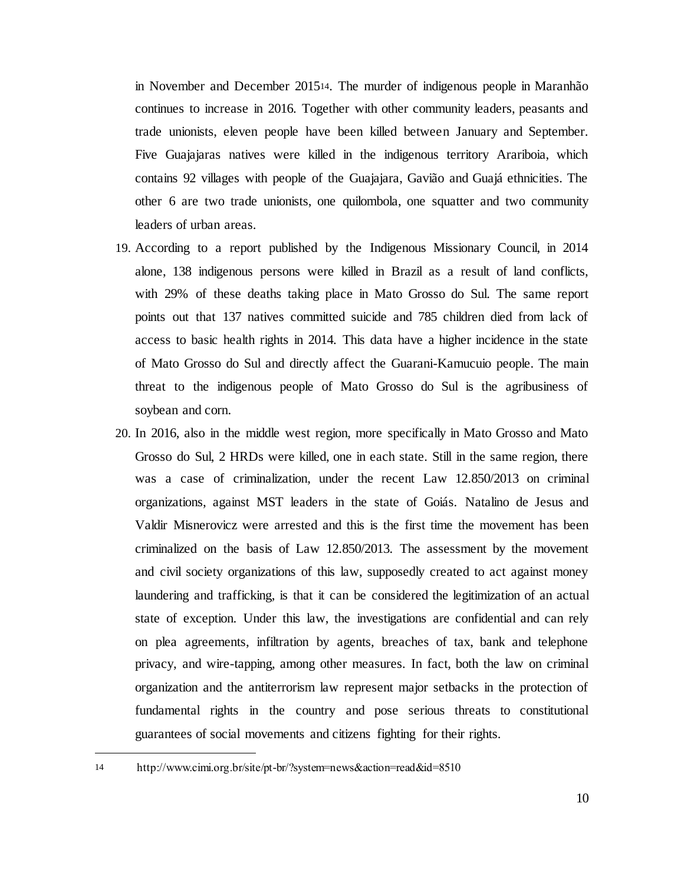in November and December 2015[14]. The murder of indigenous people in Maranhão continues to increase in 2016. Together with other community leaders, peasants and trade unionists, eleven people have been killed between January and September. Five Guajajaras natives were killed in the indigenous territory Arariboia, which contains 92 villages with people of the Guajajara, Gavião and Guajá ethnicities. The other 6 are two trade unionists, one quilombola, one squatter and two community leaders of urban areas.

19. According to a report published by the Indigenous Missionary Council, in 2014 alone, 138 indigenous persons were killed in Brazil as a result of land conflicts, with 29% of these deaths taking place in Mato Grosso do Sul. The same report points out that 137 natives committed suicide and 785 children died from lack of access to basic health rights in 2014. This data have a higher incidence in the state of Mato Grosso do Sul and directly affect the Guarani-Kamucuio people. The main threat to the indigenous people of Mato Grosso do Sul is the agribusiness of soybean and corn.
20. In 2016, also in the middle west region, more specifically in Mato Grosso and Mato Grosso do Sul, 2 HRDs were killed, one in each state. Still in the same region, there was a case of criminalization, under the recent Law 12.850/2013 on criminal organizations, against MST leaders in the state of Goiás. Natalino de Jesus and Valdir Misnerovicz were arrested and this is the first time the movement has been criminalized on the basis of Law 12.850/2013. The assessment by the movement and civil society organizations of this law, supposedly created to act against money laundering and trafficking, is that it can be considered the legitimization of an actual state of exception. Under this law, the investigations are confidential and can rely on plea agreements, infiltration by agents, breaches of tax, bank and telephone privacy, and wire-tapping, among other measures. In fact, both the law on criminal organization and the antiterrorism law represent major setbacks in the protection of fundamental rights in the country and pose serious threats to constitutional guarantees of social movements and citizens fighting for their rights.

---

[14] http://www.cimi.org.br/site/pt-br/?system=news&action=read&id=8510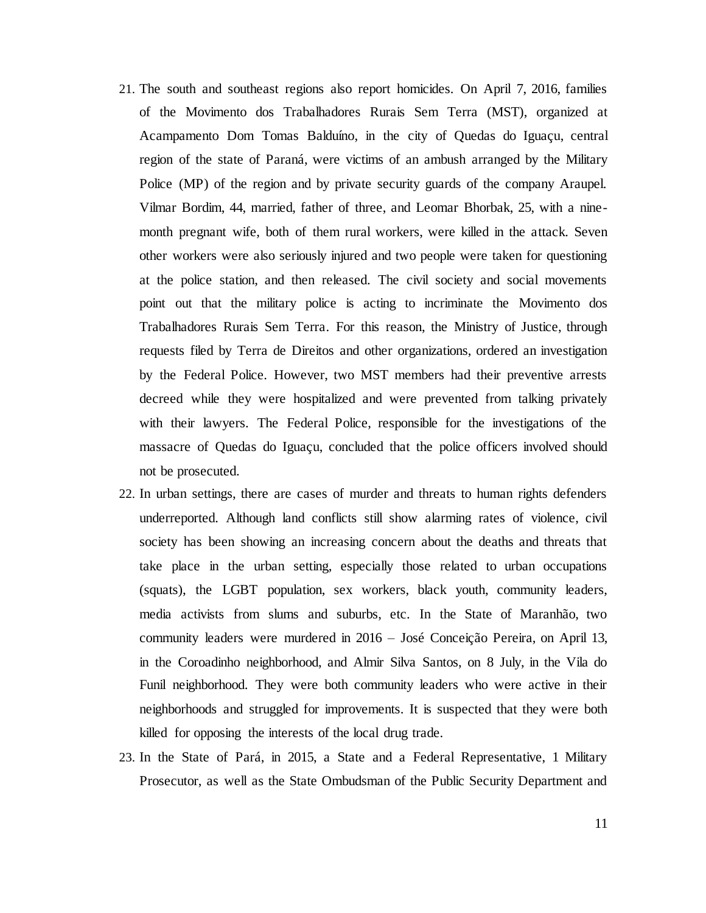21. The south and southeast regions also report homicides. On April 7, 2016, families of the Movimento dos Trabalhadores Rurais Sem Terra (MST), organized at Acampamento Dom Tomas Balduíno, in the city of Quedas do Iguaçu, central region of the state of Paraná, were victims of an ambush arranged by the Military Police (MP) of the region and by private security guards of the company Araupel. Vilmar Bordim, 44, married, father of three, and Leomar Bhorbak, 25, with a nine-month pregnant wife, both of them rural workers, were killed in the attack. Seven other workers were also seriously injured and two people were taken for questioning at the police station, and then released. The civil society and social movements point out that the military police is acting to incriminate the Movimento dos Trabalhadores Rurais Sem Terra. For this reason, the Ministry of Justice, through requests filed by Terra de Direitos and other organizations, ordered an investigation by the Federal Police. However, two MST members had their preventive arrests decreed while they were hospitalized and were prevented from talking privately with their lawyers. The Federal Police, responsible for the investigations of the massacre of Quedas do Iguaçu, concluded that the police officers involved should not be prosecuted.
22. In urban settings, there are cases of murder and threats to human rights defenders underreported. Although land conflicts still show alarming rates of violence, civil society has been showing an increasing concern about the deaths and threats that take place in the urban setting, especially those related to urban occupations (squats), the LGBT population, sex workers, black youth, community leaders, media activists from slums and suburbs, etc. In the State of Maranhão, two community leaders were murdered in 2016 – José Conceição Pereira, on April 13, in the Coroadinho neighborhood, and Almir Silva Santos, on 8 July, in the Vila do Funil neighborhood. They were both community leaders who were active in their neighborhoods and struggled for improvements. It is suspected that they were both killed for opposing the interests of the local drug trade.
23. In the State of Pará, in 2015, a State and a Federal Representative, 1 Military Prosecutor, as well as the State Ombudsman of the Public Security Department and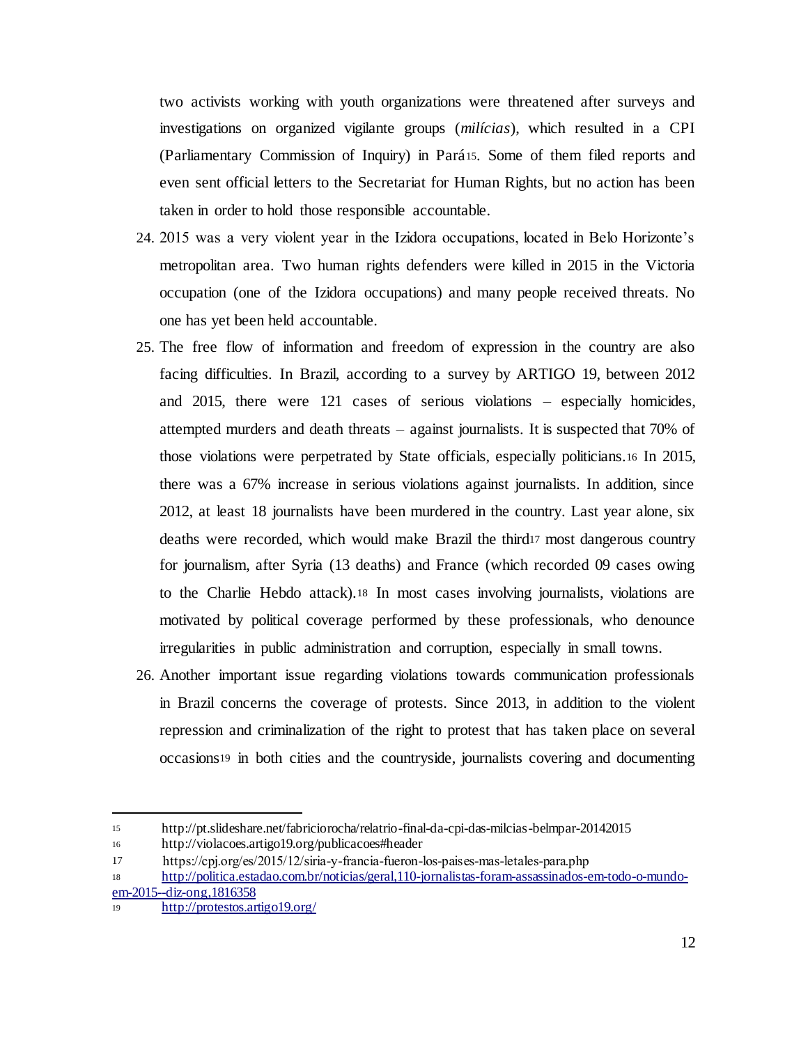two activists working with youth organizations were threatened after surveys and investigations on organized vigilante groups (*milícias*), which resulted in a CPI (Parliamentary Commission of Inquiry) in Pará[15]. Some of them filed reports and even sent official letters to the Secretariat for Human Rights, but no action has been taken in order to hold those responsible accountable.

24. 2015 was a very violent year in the Izidora occupations, located in Belo Horizonte's metropolitan area. Two human rights defenders were killed in 2015 in the Victoria occupation (one of the Izidora occupations) and many people received threats. No one has yet been held accountable.
25. The free flow of information and freedom of expression in the country are also facing difficulties. In Brazil, according to a survey by ARTIGO 19, between 2012 and 2015, there were 121 cases of serious violations – especially homicides, attempted murders and death threats – against journalists. It is suspected that 70% of those violations were perpetrated by State officials, especially politicians.[16] In 2015, there was a 67% increase in serious violations against journalists. In addition, since 2012, at least 18 journalists have been murdered in the country. Last year alone, six deaths were recorded, which would make Brazil the third[17] most dangerous country for journalism, after Syria (13 deaths) and France (which recorded 09 cases owing to the Charlie Hebdo attack).[18] In most cases involving journalists, violations are motivated by political coverage performed by these professionals, who denounce irregularities in public administration and corruption, especially in small towns.
26. Another important issue regarding violations towards communication professionals in Brazil concerns the coverage of protests. Since 2013, in addition to the violent repression and criminalization of the right to protest that has taken place on several occasions[19] in both cities and the countryside, journalists covering and documenting

---

15 http://pt.slideshare.net/fabriciorocha/relatrio-final-da-cpi-das-milcias-belmpar-20142015

16 http://violacoes.artigo19.org/publicacoes#header

17 https://cpj.org/es/2015/12/siria-y-francia-fueron-los-paises-mas-letales-para.php

18 http://politica.estadao.com.br/noticias/geral,110-jornalistas-foram-assassinados-em-todo-o-mundo-em-2015--diz-ong,1816358

19 http://protestos.artigo19.org/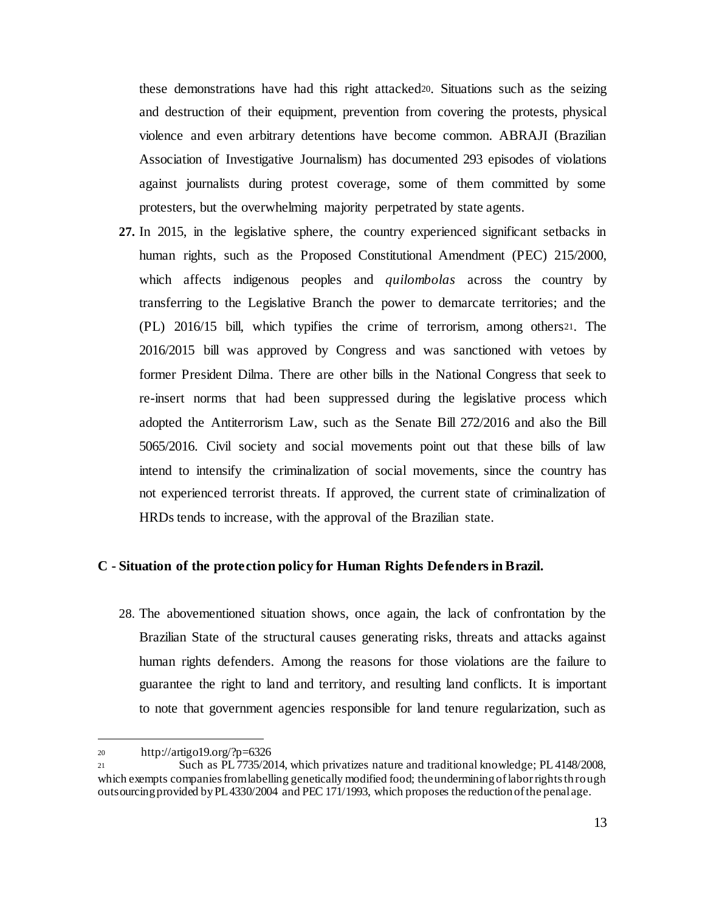these demonstrations have had this right attacked[20]. Situations such as the seizing and destruction of their equipment, prevention from covering the protests, physical violence and even arbitrary detentions have become common. ABRAJI (Brazilian Association of Investigative Journalism) has documented 293 episodes of violations against journalists during protest coverage, some of them committed by some protesters, but the overwhelming majority perpetrated by state agents.

**27.** In 2015, in the legislative sphere, the country experienced significant setbacks in human rights, such as the Proposed Constitutional Amendment (PEC) 215/2000, which affects indigenous peoples and *quilombolas* across the country by transferring to the Legislative Branch the power to demarcate territories; and the (PL) 2016/15 bill, which typifies the crime of terrorism, among others[21]. The 2016/2015 bill was approved by Congress and was sanctioned with vetoes by former President Dilma. There are other bills in the National Congress that seek to re-insert norms that had been suppressed during the legislative process which adopted the Antiterrorism Law, such as the Senate Bill 272/2016 and also the Bill 5065/2016. Civil society and social movements point out that these bills of law intend to intensify the criminalization of social movements, since the country has not experienced terrorist threats. If approved, the current state of criminalization of HRDs tends to increase, with the approval of the Brazilian state.

## C - Situation of the protection policy for Human Rights Defenders in Brazil.

28. The abovementioned situation shows, once again, the lack of confrontation by the Brazilian State of the structural causes generating risks, threats and attacks against human rights defenders. Among the reasons for those violations are the failure to guarantee the right to land and territory, and resulting land conflicts. It is important to note that government agencies responsible for land tenure regularization, such as

---

[20] http://artigo19.org/?p=6326

[21] Such as PL 7735/2014, which privatizes nature and traditional knowledge; PL 4148/2008, which exempts companies from labelling genetically modified food; the undermining of labor rights through outsourcing provided by PL 4330/2004 and PEC 171/1993, which proposes the reduction of the penal age.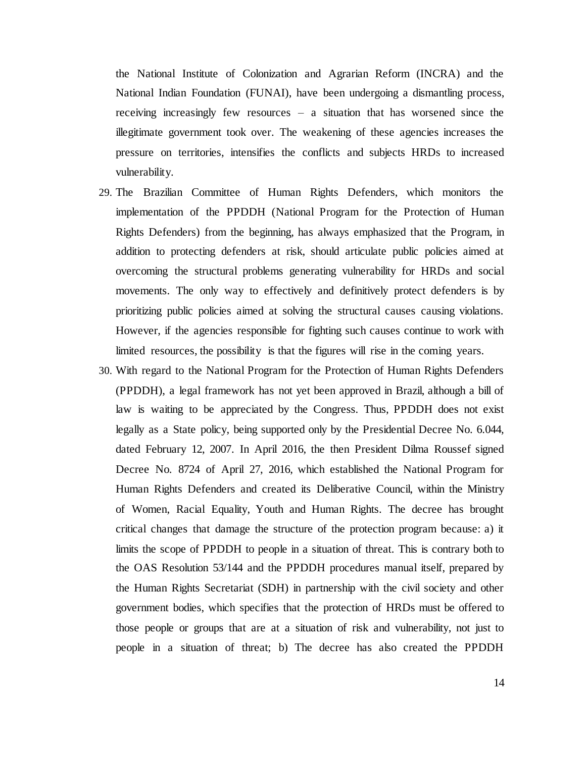the National Institute of Colonization and Agrarian Reform (INCRA) and the National Indian Foundation (FUNAI), have been undergoing a dismantling process, receiving increasingly few resources – a situation that has worsened since the illegitimate government took over. The weakening of these agencies increases the pressure on territories, intensifies the conflicts and subjects HRDs to increased vulnerability.

29. The Brazilian Committee of Human Rights Defenders, which monitors the implementation of the PPDDH (National Program for the Protection of Human Rights Defenders) from the beginning, has always emphasized that the Program, in addition to protecting defenders at risk, should articulate public policies aimed at overcoming the structural problems generating vulnerability for HRDs and social movements. The only way to effectively and definitively protect defenders is by prioritizing public policies aimed at solving the structural causes causing violations. However, if the agencies responsible for fighting such causes continue to work with limited resources, the possibility is that the figures will rise in the coming years.
30. With regard to the National Program for the Protection of Human Rights Defenders (PPDDH), a legal framework has not yet been approved in Brazil, although a bill of law is waiting to be appreciated by the Congress. Thus, PPDDH does not exist legally as a State policy, being supported only by the Presidential Decree No. 6.044, dated February 12, 2007. In April 2016, the then President Dilma Roussef signed Decree No. 8724 of April 27, 2016, which established the National Program for Human Rights Defenders and created its Deliberative Council, within the Ministry of Women, Racial Equality, Youth and Human Rights. The decree has brought critical changes that damage the structure of the protection program because: a) it limits the scope of PPDDH to people in a situation of threat. This is contrary both to the OAS Resolution 53/144 and the PPDDH procedures manual itself, prepared by the Human Rights Secretariat (SDH) in partnership with the civil society and other government bodies, which specifies that the protection of HRDs must be offered to those people or groups that are at a situation of risk and vulnerability, not just to people in a situation of threat; b) The decree has also created the PPDDH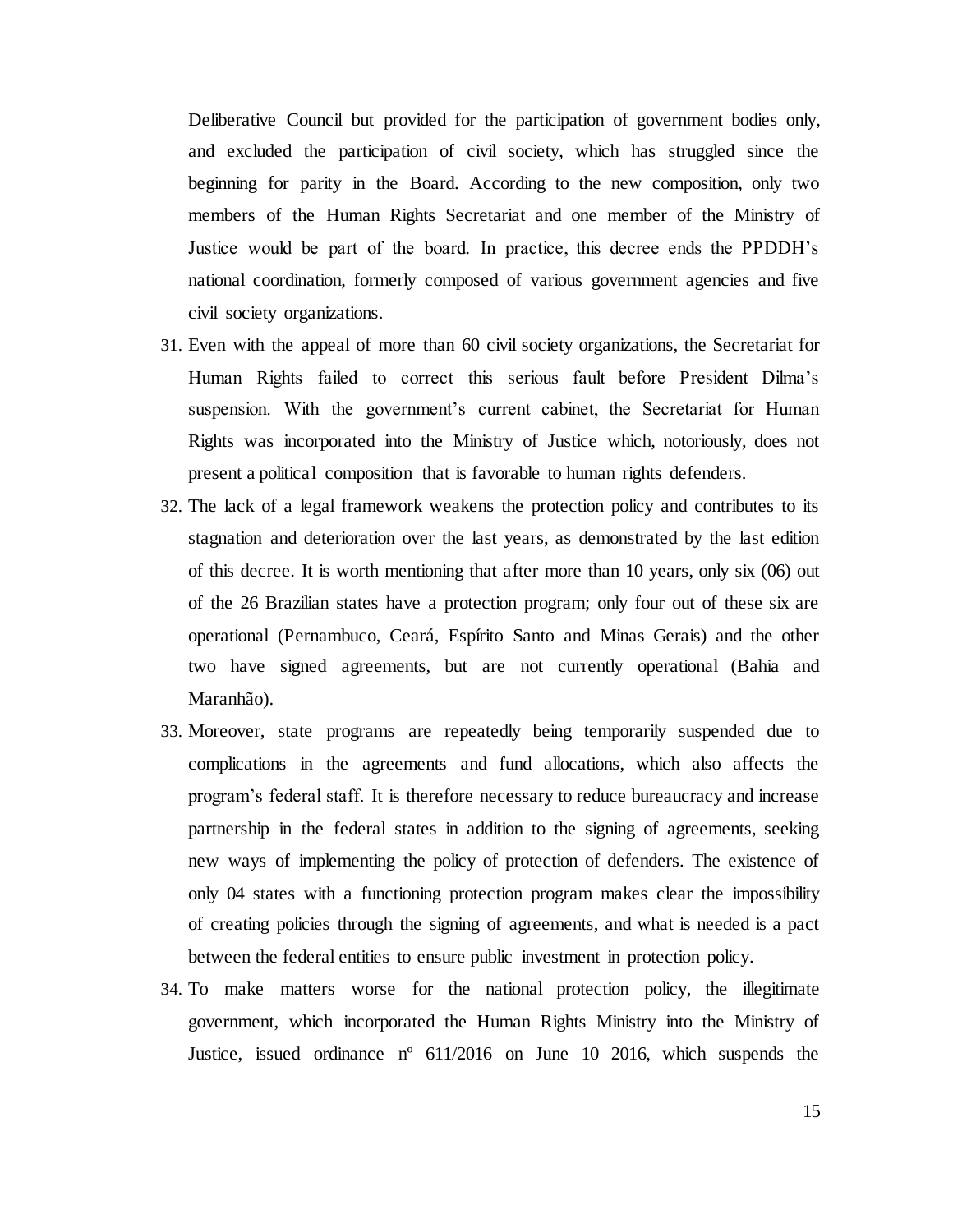Deliberative Council but provided for the participation of government bodies only, and excluded the participation of civil society, which has struggled since the beginning for parity in the Board. According to the new composition, only two members of the Human Rights Secretariat and one member of the Ministry of Justice would be part of the board. In practice, this decree ends the PPDDH's national coordination, formerly composed of various government agencies and five civil society organizations.

31. Even with the appeal of more than 60 civil society organizations, the Secretariat for Human Rights failed to correct this serious fault before President Dilma's suspension. With the government's current cabinet, the Secretariat for Human Rights was incorporated into the Ministry of Justice which, notoriously, does not present a political composition that is favorable to human rights defenders.
32. The lack of a legal framework weakens the protection policy and contributes to its stagnation and deterioration over the last years, as demonstrated by the last edition of this decree. It is worth mentioning that after more than 10 years, only six (06) out of the 26 Brazilian states have a protection program; only four out of these six are operational (Pernambuco, Ceará, Espírito Santo and Minas Gerais) and the other two have signed agreements, but are not currently operational (Bahia and Maranhão).
33. Moreover, state programs are repeatedly being temporarily suspended due to complications in the agreements and fund allocations, which also affects the program's federal staff. It is therefore necessary to reduce bureaucracy and increase partnership in the federal states in addition to the signing of agreements, seeking new ways of implementing the policy of protection of defenders. The existence of only 04 states with a functioning protection program makes clear the impossibility of creating policies through the signing of agreements, and what is needed is a pact between the federal entities to ensure public investment in protection policy.
34. To make matters worse for the national protection policy, the illegitimate government, which incorporated the Human Rights Ministry into the Ministry of Justice, issued ordinance nº 611/2016 on June 10 2016, which suspends the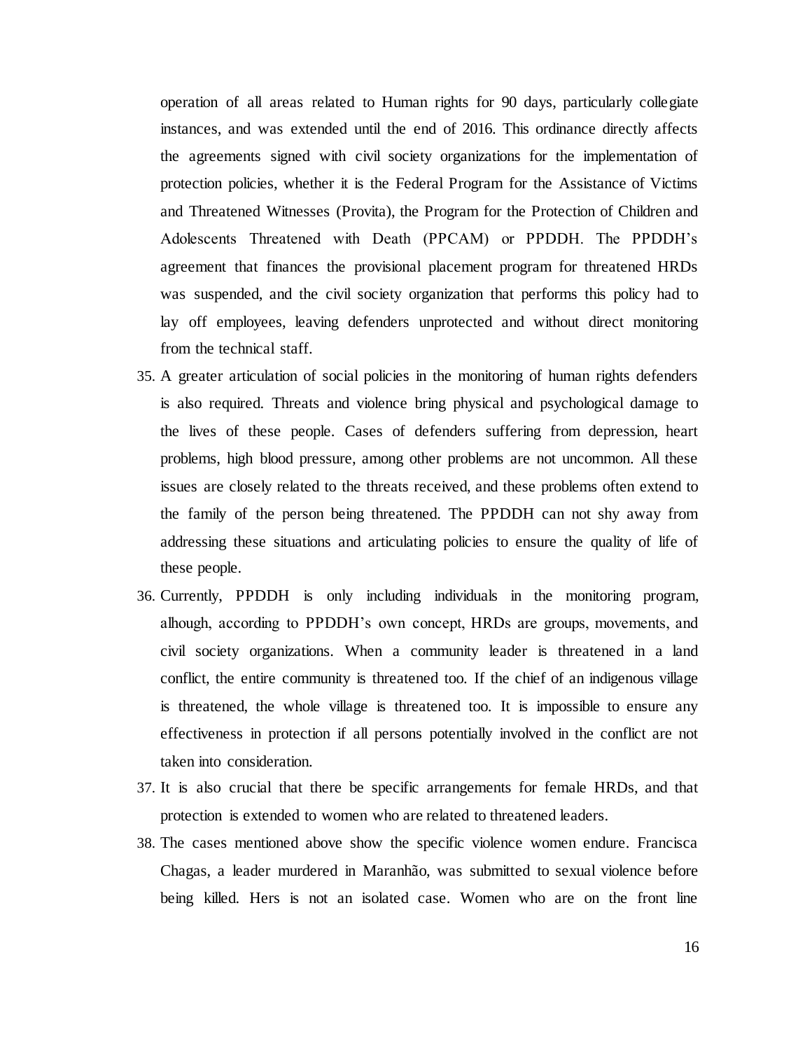operation of all areas related to Human rights for 90 days, particularly collegiate instances, and was extended until the end of 2016. This ordinance directly affects the agreements signed with civil society organizations for the implementation of protection policies, whether it is the Federal Program for the Assistance of Victims and Threatened Witnesses (Provita), the Program for the Protection of Children and Adolescents Threatened with Death (PPCAM) or PPDDH. The PPDDH's agreement that finances the provisional placement program for threatened HRDs was suspended, and the civil society organization that performs this policy had to lay off employees, leaving defenders unprotected and without direct monitoring from the technical staff.

35. A greater articulation of social policies in the monitoring of human rights defenders is also required. Threats and violence bring physical and psychological damage to the lives of these people. Cases of defenders suffering from depression, heart problems, high blood pressure, among other problems are not uncommon. All these issues are closely related to the threats received, and these problems often extend to the family of the person being threatened. The PPDDH can not shy away from addressing these situations and articulating policies to ensure the quality of life of these people.
36. Currently, PPDDH is only including individuals in the monitoring program, alhough, according to PPDDH's own concept, HRDs are groups, movements, and civil society organizations. When a community leader is threatened in a land conflict, the entire community is threatened too. If the chief of an indigenous village is threatened, the whole village is threatened too. It is impossible to ensure any effectiveness in protection if all persons potentially involved in the conflict are not taken into consideration.
37. It is also crucial that there be specific arrangements for female HRDs, and that protection is extended to women who are related to threatened leaders.
38. The cases mentioned above show the specific violence women endure. Francisca Chagas, a leader murdered in Maranhão, was submitted to sexual violence before being killed. Hers is not an isolated case. Women who are on the front line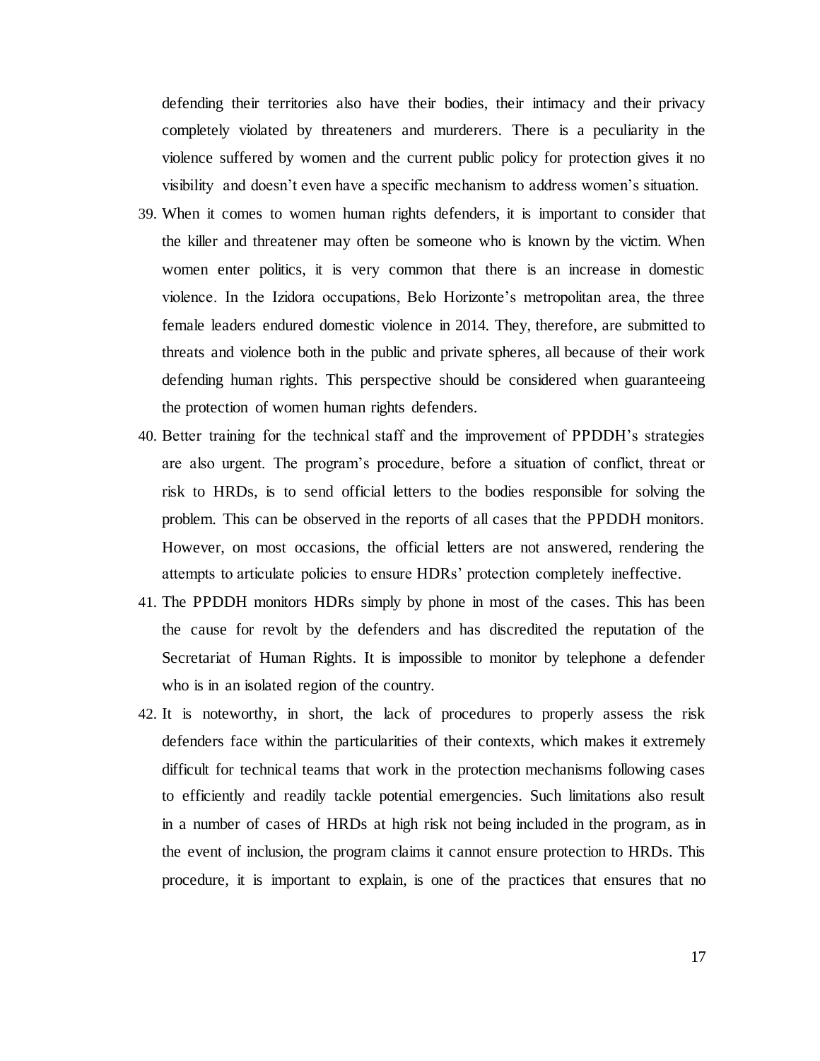defending their territories also have their bodies, their intimacy and their privacy completely violated by threateners and murderers. There is a peculiarity in the violence suffered by women and the current public policy for protection gives it no visibility and doesn't even have a specific mechanism to address women's situation.

39. When it comes to women human rights defenders, it is important to consider that the killer and threatener may often be someone who is known by the victim. When women enter politics, it is very common that there is an increase in domestic violence. In the Izidora occupations, Belo Horizonte's metropolitan area, the three female leaders endured domestic violence in 2014. They, therefore, are submitted to threats and violence both in the public and private spheres, all because of their work defending human rights. This perspective should be considered when guaranteeing the protection of women human rights defenders.
40. Better training for the technical staff and the improvement of PPDDH's strategies are also urgent. The program's procedure, before a situation of conflict, threat or risk to HRDs, is to send official letters to the bodies responsible for solving the problem. This can be observed in the reports of all cases that the PPDDH monitors. However, on most occasions, the official letters are not answered, rendering the attempts to articulate policies to ensure HDRs' protection completely ineffective.
41. The PPDDH monitors HDRs simply by phone in most of the cases. This has been the cause for revolt by the defenders and has discredited the reputation of the Secretariat of Human Rights. It is impossible to monitor by telephone a defender who is in an isolated region of the country.
42. It is noteworthy, in short, the lack of procedures to properly assess the risk defenders face within the particularities of their contexts, which makes it extremely difficult for technical teams that work in the protection mechanisms following cases to efficiently and readily tackle potential emergencies. Such limitations also result in a number of cases of HRDs at high risk not being included in the program, as in the event of inclusion, the program claims it cannot ensure protection to HRDs. This procedure, it is important to explain, is one of the practices that ensures that no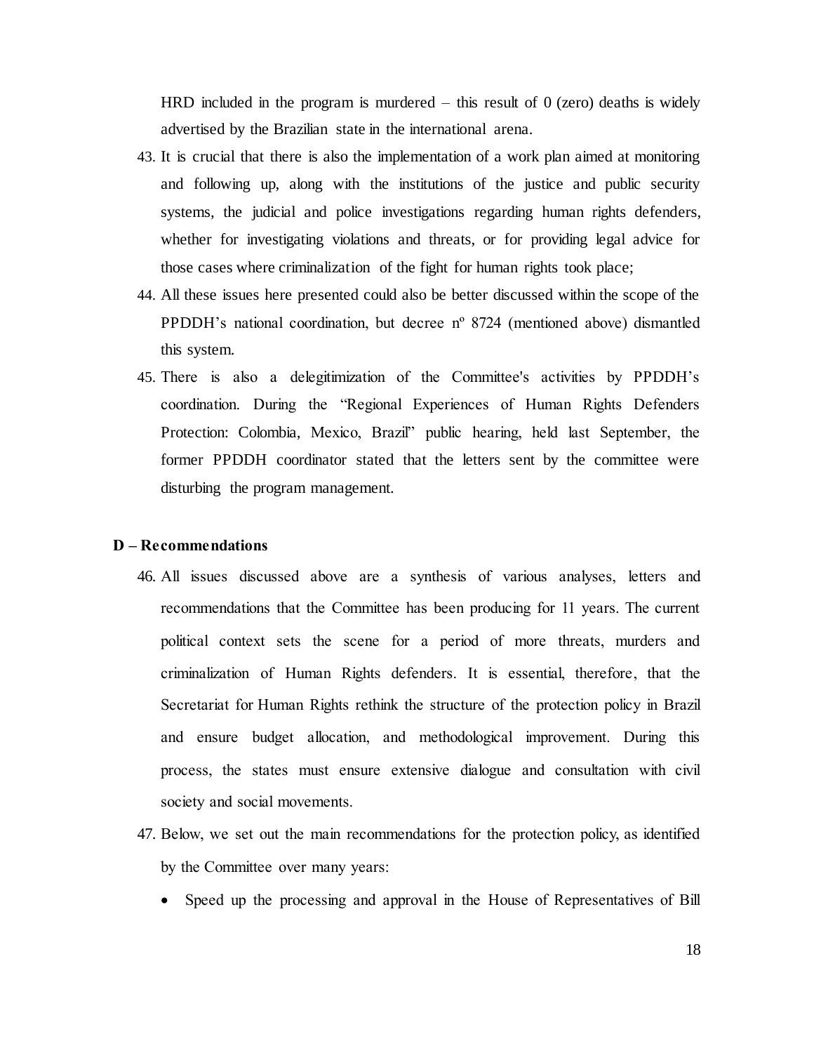HRD included in the program is murdered – this result of 0 (zero) deaths is widely advertised by the Brazilian state in the international arena.

43. It is crucial that there is also the implementation of a work plan aimed at monitoring and following up, along with the institutions of the justice and public security systems, the judicial and police investigations regarding human rights defenders, whether for investigating violations and threats, or for providing legal advice for those cases where criminalization of the fight for human rights took place;
44. All these issues here presented could also be better discussed within the scope of the PPDDH's national coordination, but decree nº 8724 (mentioned above) dismantled this system.
45. There is also a delegitimization of the Committee's activities by PPDDH's coordination. During the "Regional Experiences of Human Rights Defenders Protection: Colombia, Mexico, Brazil" public hearing, held last September, the former PPDDH coordinator stated that the letters sent by the committee were disturbing the program management.

**D – Recommendations**

46. All issues discussed above are a synthesis of various analyses, letters and recommendations that the Committee has been producing for 11 years. The current political context sets the scene for a period of more threats, murders and criminalization of Human Rights defenders. It is essential, therefore, that the Secretariat for Human Rights rethink the structure of the protection policy in Brazil and ensure budget allocation, and methodological improvement. During this process, the states must ensure extensive dialogue and consultation with civil society and social movements.
47. Below, we set out the main recommendations for the protection policy, as identified by the Committee over many years:
    - Speed up the processing and approval in the House of Representatives of Bill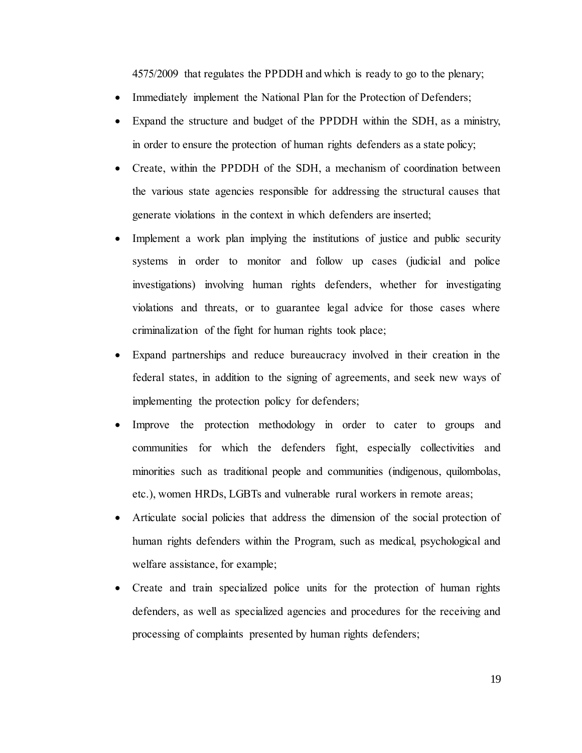4575/2009 that regulates the PPDDH and which is ready to go to the plenary;

- Immediately implement the National Plan for the Protection of Defenders;
- Expand the structure and budget of the PPDDH within the SDH, as a ministry, in order to ensure the protection of human rights defenders as a state policy;
- Create, within the PPDDH of the SDH, a mechanism of coordination between the various state agencies responsible for addressing the structural causes that generate violations in the context in which defenders are inserted;
- Implement a work plan implying the institutions of justice and public security systems in order to monitor and follow up cases (judicial and police investigations) involving human rights defenders, whether for investigating violations and threats, or to guarantee legal advice for those cases where criminalization of the fight for human rights took place;
- Expand partnerships and reduce bureaucracy involved in their creation in the federal states, in addition to the signing of agreements, and seek new ways of implementing the protection policy for defenders;
- Improve the protection methodology in order to cater to groups and communities for which the defenders fight, especially collectivities and minorities such as traditional people and communities (indigenous, quilombolas, etc.), women HRDs, LGBTs and vulnerable rural workers in remote areas;
- Articulate social policies that address the dimension of the social protection of human rights defenders within the Program, such as medical, psychological and welfare assistance, for example;
- Create and train specialized police units for the protection of human rights defenders, as well as specialized agencies and procedures for the receiving and processing of complaints presented by human rights defenders;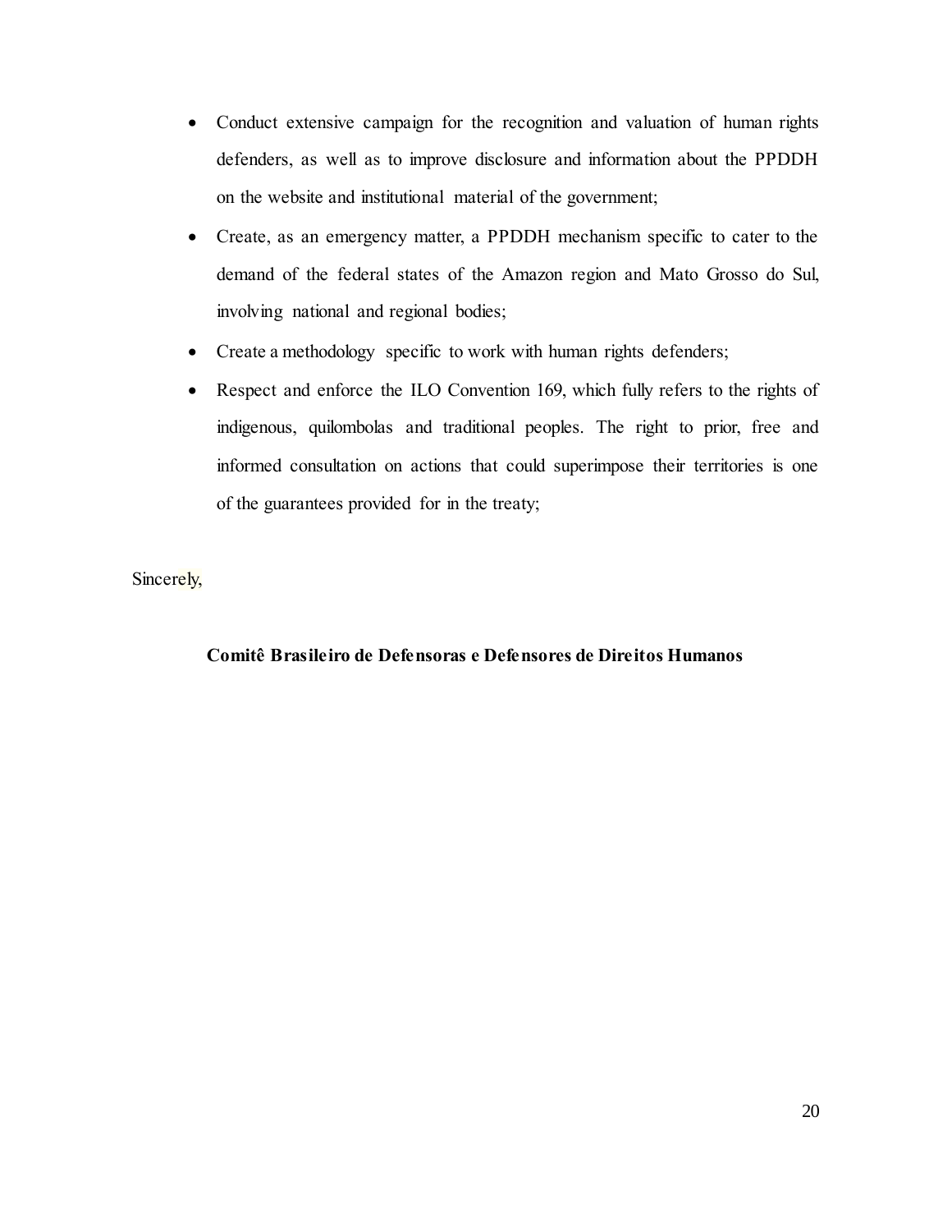- Conduct extensive campaign for the recognition and valuation of human rights defenders, as well as to improve disclosure and information about the PPDDH on the website and institutional material of the government;
- Create, as an emergency matter, a PPDDH mechanism specific to cater to the demand of the federal states of the Amazon region and Mato Grosso do Sul, involving national and regional bodies;
- Create a methodology specific to work with human rights defenders;
- Respect and enforce the ILO Convention 169, which fully refers to the rights of indigenous, quilombolas and traditional peoples. The right to prior, free and informed consultation on actions that could superimpose their territories is one of the guarantees provided for in the treaty;

Sincerely,

**Comitê Brasileiro de Defensoras e Defensores de Direitos Humanos**